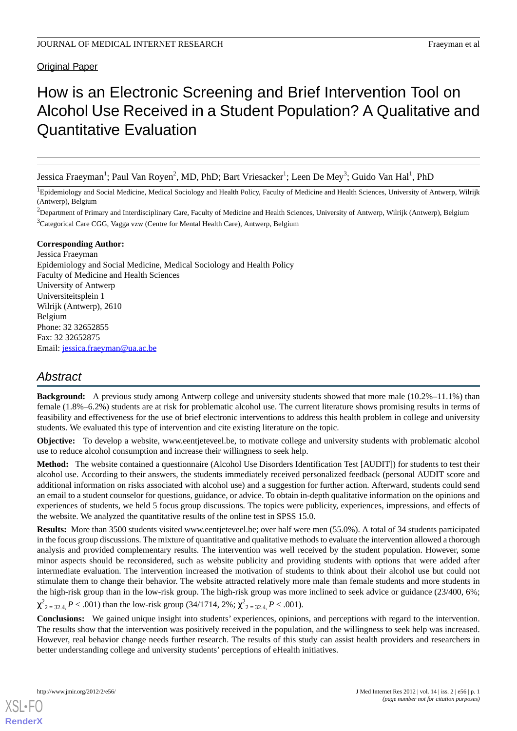Original Paper

# How is an Electronic Screening and Brief Intervention Tool on Alcohol Use Received in a Student Population? A Qualitative and Quantitative Evaluation

Jessica Fraeyman[1]; Paul Van Royen[2], MD, PhD; Bart Vriesacker[1]; Leen De Mey[3]; Guido Van Hal[1], PhD

[1]Epidemiology and Social Medicine, Medical Sociology and Health Policy, Faculty of Medicine and Health Sciences, University of Antwerp, Wilrijk (Antwerp), Belgium

[2]Department of Primary and Interdisciplinary Care, Faculty of Medicine and Health Sciences, University of Antwerp, Wilrijk (Antwerp), Belgium

[3]Categorical Care CGG, Vagga vzw (Centre for Mental Health Care), Antwerp, Belgium

**Corresponding Author:**
Jessica Fraeyman
Epidemiology and Social Medicine, Medical Sociology and Health Policy
Faculty of Medicine and Health Sciences
University of Antwerp
Universiteitsplein 1
Wilrijk (Antwerp), 2610
Belgium
Phone: 32 32652855
Fax: 32 32652875
Email: jessica.fraeyman@ua.ac.be

## Abstract

**Background:** A previous study among Antwerp college and university students showed that more male (10.2%–11.1%) than female (1.8%–6.2%) students are at risk for problematic alcohol use. The current literature shows promising results in terms of feasibility and effectiveness for the use of brief electronic interventions to address this health problem in college and university students. We evaluated this type of intervention and cite existing literature on the topic.

**Objective:** To develop a website, www.eentjeteveel.be, to motivate college and university students with problematic alcohol use to reduce alcohol consumption and increase their willingness to seek help.

**Method:** The website contained a questionnaire (Alcohol Use Disorders Identification Test [AUDIT]) for students to test their alcohol use. According to their answers, the students immediately received personalized feedback (personal AUDIT score and additional information on risks associated with alcohol use) and a suggestion for further action. Afterward, students could send an email to a student counselor for questions, guidance, or advice. To obtain in-depth qualitative information on the opinions and experiences of students, we held 5 focus group discussions. The topics were publicity, experiences, impressions, and effects of the website. We analyzed the quantitative results of the online test in SPSS 15.0.

**Results:** More than 3500 students visited www.eentjeteveel.be; over half were men (55.0%). A total of 34 students participated in the focus group discussions. The mixture of quantitative and qualitative methods to evaluate the intervention allowed a thorough analysis and provided complementary results. The intervention was well received by the student population. However, some minor aspects should be reconsidered, such as website publicity and providing students with options that were added after intermediate evaluation. The intervention increased the motivation of students to think about their alcohol use but could not stimulate them to change their behavior. The website attracted relatively more male than female students and more students in the high-risk group than in the low-risk group. The high-risk group was more inclined to seek advice or guidance (23/400, 6%; $\chi^2_{2 = 32.4}$, $P < .001$) than the low-risk group (34/1714, 2%; $\chi^2_{2 = 32.4}$, $P < .001$).

**Conclusions:** We gained unique insight into students' experiences, opinions, and perceptions with regard to the intervention. The results show that the intervention was positively received in the population, and the willingness to seek help was increased. However, real behavior change needs further research. The results of this study can assist health providers and researchers in better understanding college and university students' perceptions of eHealth initiatives.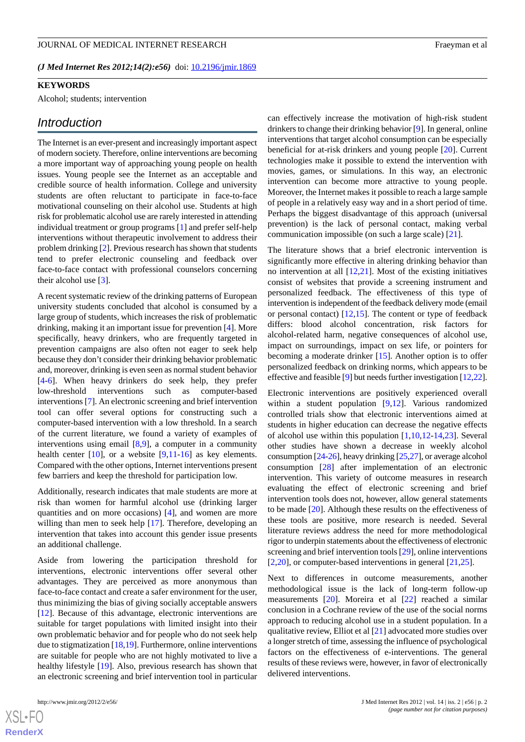(*J Med Internet Res 2012;14(2):e56*) doi: 10.2196/jmir.1869

**KEYWORDS**

Alcohol; students; intervention

## Introduction

The Internet is an ever-present and increasingly important aspect of modern society. Therefore, online interventions are becoming a more important way of approaching young people on health issues. Young people see the Internet as an acceptable and credible source of health information. College and university students are often reluctant to participate in face-to-face motivational counseling on their alcohol use. Students at high risk for problematic alcohol use are rarely interested in attending individual treatment or group programs [1] and prefer self-help interventions without therapeutic involvement to address their problem drinking [2]. Previous research has shown that students tend to prefer electronic counseling and feedback over face-to-face contact with professional counselors concerning their alcohol use [3].

A recent systematic review of the drinking patterns of European university students concluded that alcohol is consumed by a large group of students, which increases the risk of problematic drinking, making it an important issue for prevention [4]. More specifically, heavy drinkers, who are frequently targeted in prevention campaigns are also often not eager to seek help because they don't consider their drinking behavior problematic and, moreover, drinking is even seen as normal student behavior [4-6]. When heavy drinkers do seek help, they prefer low-threshold interventions such as computer-based interventions [7]. An electronic screening and brief intervention tool can offer several options for constructing such a computer-based intervention with a low threshold. In a search of the current literature, we found a variety of examples of interventions using email [8,9], a computer in a community health center [10], or a website [9,11-16] as key elements. Compared with the other options, Internet interventions present few barriers and keep the threshold for participation low.

Additionally, research indicates that male students are more at risk than women for harmful alcohol use (drinking larger quantities and on more occasions) [4], and women are more willing than men to seek help [17]. Therefore, developing an intervention that takes into account this gender issue presents an additional challenge.

Aside from lowering the participation threshold for interventions, electronic interventions offer several other advantages. They are perceived as more anonymous than face-to-face contact and create a safer environment for the user, thus minimizing the bias of giving socially acceptable answers [12]. Because of this advantage, electronic interventions are suitable for target populations with limited insight into their own problematic behavior and for people who do not seek help due to stigmatization [18,19]. Furthermore, online interventions are suitable for people who are not highly motivated to live a healthy lifestyle [19]. Also, previous research has shown that an electronic screening and brief intervention tool in particular can effectively increase the motivation of high-risk student drinkers to change their drinking behavior [9]. In general, online interventions that target alcohol consumption can be especially beneficial for at-risk drinkers and young people [20]. Current technologies make it possible to extend the intervention with movies, games, or simulations. In this way, an electronic intervention can become more attractive to young people. Moreover, the Internet makes it possible to reach a large sample of people in a relatively easy way and in a short period of time. Perhaps the biggest disadvantage of this approach (universal prevention) is the lack of personal contact, making verbal communication impossible (on such a large scale) [21].

The literature shows that a brief electronic intervention is significantly more effective in altering drinking behavior than no intervention at all [12,21]. Most of the existing initiatives consist of websites that provide a screening instrument and personalized feedback. The effectiveness of this type of intervention is independent of the feedback delivery mode (email or personal contact) [12,15]. The content or type of feedback differs: blood alcohol concentration, risk factors for alcohol-related harm, negative consequences of alcohol use, impact on surroundings, impact on sex life, or pointers for becoming a moderate drinker [15]. Another option is to offer personalized feedback on drinking norms, which appears to be effective and feasible [9] but needs further investigation [12,22].

Electronic interventions are positively experienced overall within a student population [9,12]. Various randomized controlled trials show that electronic interventions aimed at students in higher education can decrease the negative effects of alcohol use within this population [1,10,12-14,23]. Several other studies have shown a decrease in weekly alcohol consumption [24-26], heavy drinking [25,27], or average alcohol consumption [28] after implementation of an electronic intervention. This variety of outcome measures in research evaluating the effect of electronic screening and brief intervention tools does not, however, allow general statements to be made [20]. Although these results on the effectiveness of these tools are positive, more research is needed. Several literature reviews address the need for more methodological rigor to underpin statements about the effectiveness of electronic screening and brief intervention tools [29], online interventions [2,20], or computer-based interventions in general [21,25].

Next to differences in outcome measurements, another methodological issue is the lack of long-term follow-up measurements [20]. Moreira et al [22] reached a similar conclusion in a Cochrane review of the use of the social norms approach to reducing alcohol use in a student population. In a qualitative review, Elliot et al [21] advocated more studies over a longer stretch of time, assessing the influence of psychological factors on the effectiveness of e-interventions. The general results of these reviews were, however, in favor of electronically delivered interventions.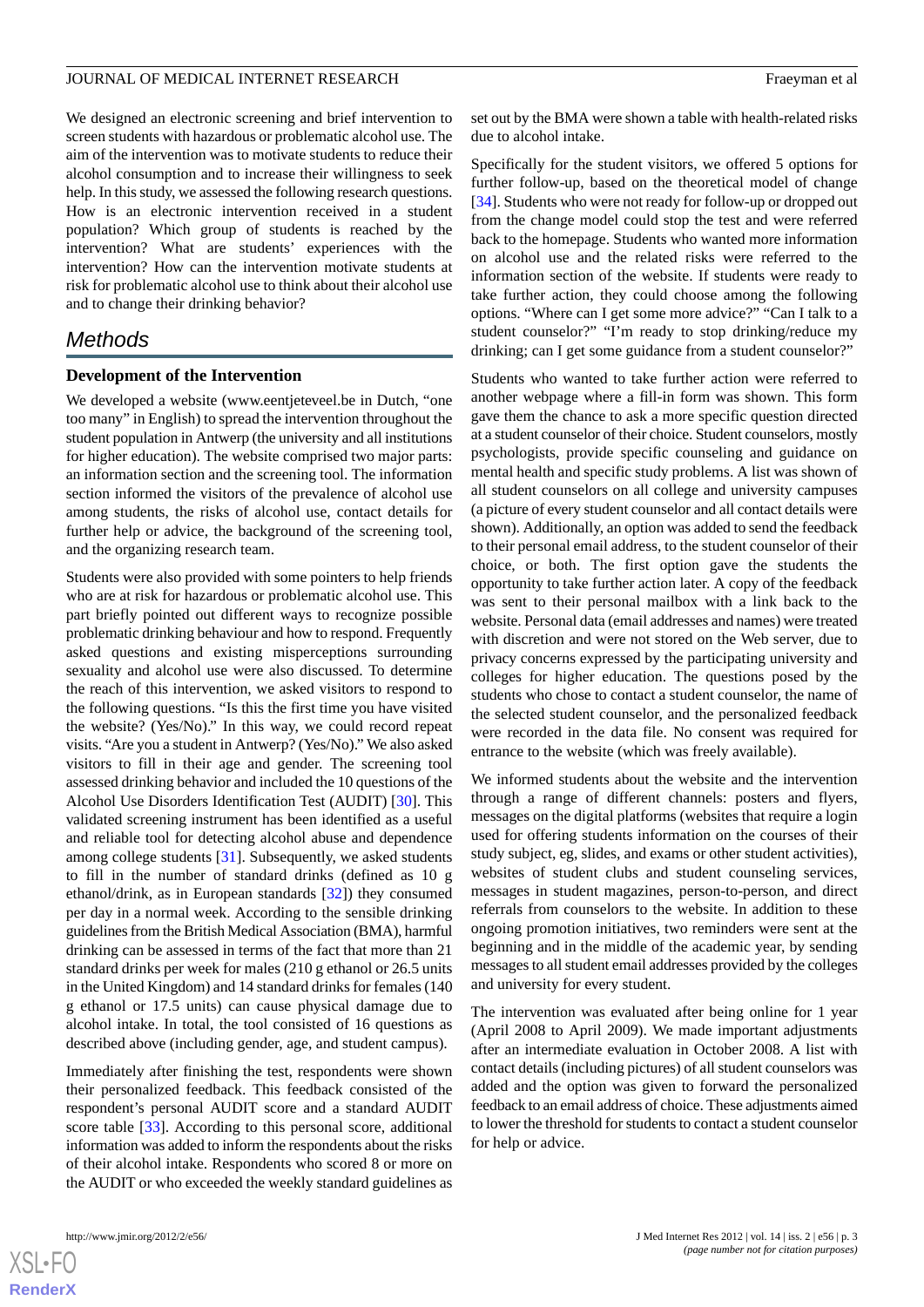We designed an electronic screening and brief intervention to screen students with hazardous or problematic alcohol use. The aim of the intervention was to motivate students to reduce their alcohol consumption and to increase their willingness to seek help. In this study, we assessed the following research questions. How is an electronic intervention received in a student population? Which group of students is reached by the intervention? What are students' experiences with the intervention? How can the intervention motivate students at risk for problematic alcohol use to think about their alcohol use and to change their drinking behavior?

## Methods

### Development of the Intervention

We developed a website (www.eentjeteveel.be in Dutch, "one too many" in English) to spread the intervention throughout the student population in Antwerp (the university and all institutions for higher education). The website comprised two major parts: an information section and the screening tool. The information section informed the visitors of the prevalence of alcohol use among students, the risks of alcohol use, contact details for further help or advice, the background of the screening tool, and the organizing research team.

Students were also provided with some pointers to help friends who are at risk for hazardous or problematic alcohol use. This part briefly pointed out different ways to recognize possible problematic drinking behaviour and how to respond. Frequently asked questions and existing misperceptions surrounding sexuality and alcohol use were also discussed. To determine the reach of this intervention, we asked visitors to respond to the following questions. "Is this the first time you have visited the website? (Yes/No)." In this way, we could record repeat visits. "Are you a student in Antwerp? (Yes/No)." We also asked visitors to fill in their age and gender. The screening tool assessed drinking behavior and included the 10 questions of the Alcohol Use Disorders Identification Test (AUDIT) [30]. This validated screening instrument has been identified as a useful and reliable tool for detecting alcohol abuse and dependence among college students [31]. Subsequently, we asked students to fill in the number of standard drinks (defined as 10 g ethanol/drink, as in European standards [32]) they consumed per day in a normal week. According to the sensible drinking guidelines from the British Medical Association (BMA), harmful drinking can be assessed in terms of the fact that more than 21 standard drinks per week for males (210 g ethanol or 26.5 units in the United Kingdom) and 14 standard drinks for females (140 g ethanol or 17.5 units) can cause physical damage due to alcohol intake. In total, the tool consisted of 16 questions as described above (including gender, age, and student campus).

Immediately after finishing the test, respondents were shown their personalized feedback. This feedback consisted of the respondent's personal AUDIT score and a standard AUDIT score table [33]. According to this personal score, additional information was added to inform the respondents about the risks of their alcohol intake. Respondents who scored 8 or more on the AUDIT or who exceeded the weekly standard guidelines as set out by the BMA were shown a table with health-related risks due to alcohol intake.

Specifically for the student visitors, we offered 5 options for further follow-up, based on the theoretical model of change [34]. Students who were not ready for follow-up or dropped out from the change model could stop the test and were referred back to the homepage. Students who wanted more information on alcohol use and the related risks were referred to the information section of the website. If students were ready to take further action, they could choose among the following options. "Where can I get some more advice?" "Can I talk to a student counselor?" "I'm ready to stop drinking/reduce my drinking; can I get some guidance from a student counselor?"

Students who wanted to take further action were referred to another webpage where a fill-in form was shown. This form gave them the chance to ask a more specific question directed at a student counselor of their choice. Student counselors, mostly psychologists, provide specific counseling and guidance on mental health and specific study problems. A list was shown of all student counselors on all college and university campuses (a picture of every student counselor and all contact details were shown). Additionally, an option was added to send the feedback to their personal email address, to the student counselor of their choice, or both. The first option gave the students the opportunity to take further action later. A copy of the feedback was sent to their personal mailbox with a link back to the website. Personal data (email addresses and names) were treated with discretion and were not stored on the Web server, due to privacy concerns expressed by the participating university and colleges for higher education. The questions posed by the students who chose to contact a student counselor, the name of the selected student counselor, and the personalized feedback were recorded in the data file. No consent was required for entrance to the website (which was freely available).

We informed students about the website and the intervention through a range of different channels: posters and flyers, messages on the digital platforms (websites that require a login used for offering students information on the courses of their study subject, eg, slides, and exams or other student activities), websites of student clubs and student counseling services, messages in student magazines, person-to-person, and direct referrals from counselors to the website. In addition to these ongoing promotion initiatives, two reminders were sent at the beginning and in the middle of the academic year, by sending messages to all student email addresses provided by the colleges and university for every student.

The intervention was evaluated after being online for 1 year (April 2008 to April 2009). We made important adjustments after an intermediate evaluation in October 2008. A list with contact details (including pictures) of all student counselors was added and the option was given to forward the personalized feedback to an email address of choice. These adjustments aimed to lower the threshold for students to contact a student counselor for help or advice.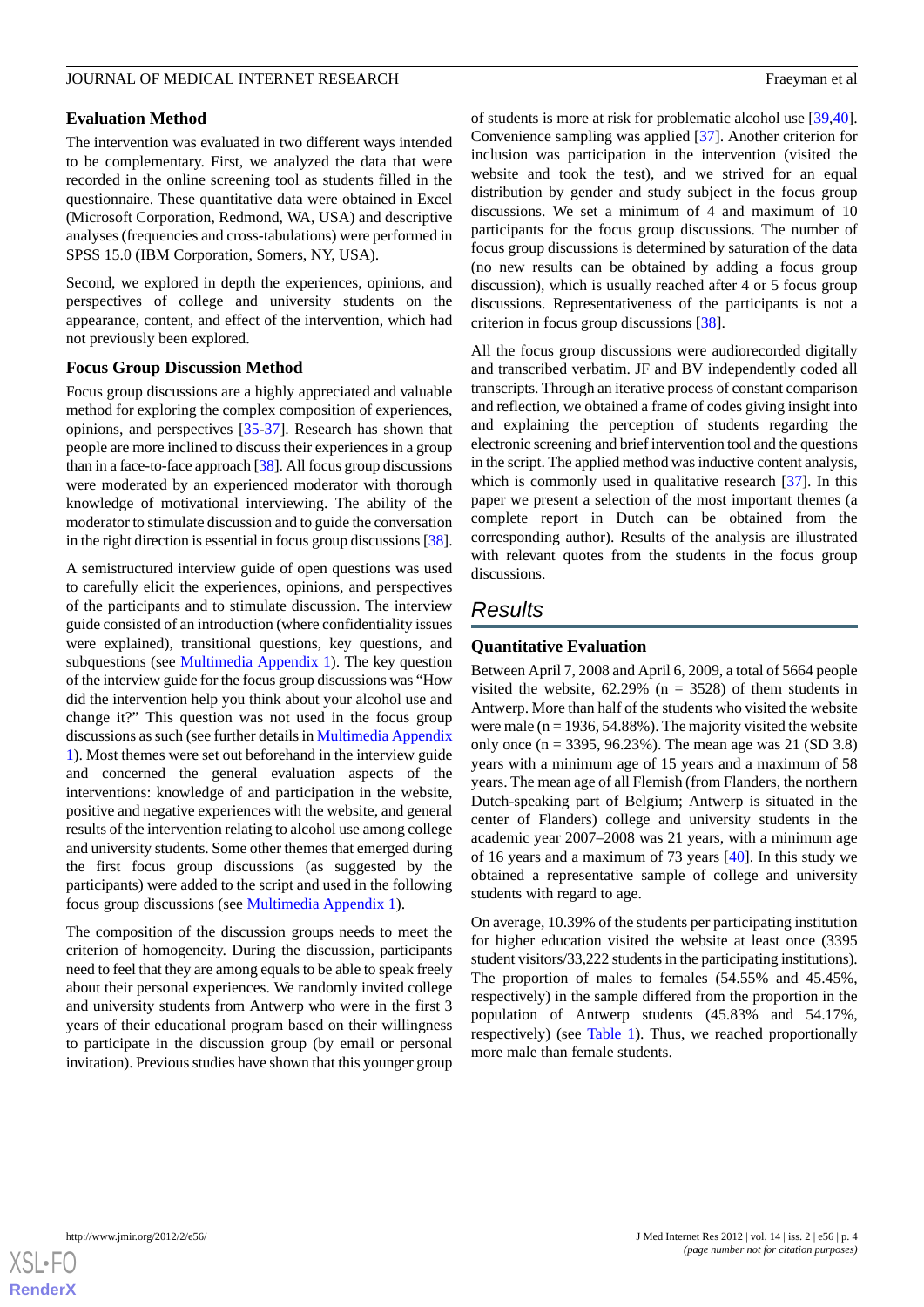### Evaluation Method

The intervention was evaluated in two different ways intended to be complementary. First, we analyzed the data that were recorded in the online screening tool as students filled in the questionnaire. These quantitative data were obtained in Excel (Microsoft Corporation, Redmond, WA, USA) and descriptive analyses (frequencies and cross-tabulations) were performed in SPSS 15.0 (IBM Corporation, Somers, NY, USA).

Second, we explored in depth the experiences, opinions, and perspectives of college and university students on the appearance, content, and effect of the intervention, which had not previously been explored.

### Focus Group Discussion Method

Focus group discussions are a highly appreciated and valuable method for exploring the complex composition of experiences, opinions, and perspectives [35-37]. Research has shown that people are more inclined to discuss their experiences in a group than in a face-to-face approach [38]. All focus group discussions were moderated by an experienced moderator with thorough knowledge of motivational interviewing. The ability of the moderator to stimulate discussion and to guide the conversation in the right direction is essential in focus group discussions [38].

A semistructured interview guide of open questions was used to carefully elicit the experiences, opinions, and perspectives of the participants and to stimulate discussion. The interview guide consisted of an introduction (where confidentiality issues were explained), transitional questions, key questions, and subquestions (see Multimedia Appendix 1). The key question of the interview guide for the focus group discussions was "How did the intervention help you think about your alcohol use and change it?" This question was not used in the focus group discussions as such (see further details in Multimedia Appendix 1). Most themes were set out beforehand in the interview guide and concerned the general evaluation aspects of the interventions: knowledge of and participation in the website, positive and negative experiences with the website, and general results of the intervention relating to alcohol use among college and university students. Some other themes that emerged during the first focus group discussions (as suggested by the participants) were added to the script and used in the following focus group discussions (see Multimedia Appendix 1).

The composition of the discussion groups needs to meet the criterion of homogeneity. During the discussion, participants need to feel that they are among equals to be able to speak freely about their personal experiences. We randomly invited college and university students from Antwerp who were in the first 3 years of their educational program based on their willingness to participate in the discussion group (by email or personal invitation). Previous studies have shown that this younger group of students is more at risk for problematic alcohol use [39,40]. Convenience sampling was applied [37]. Another criterion for inclusion was participation in the intervention (visited the website and took the test), and we strived for an equal distribution by gender and study subject in the focus group discussions. We set a minimum of 4 and maximum of 10 participants for the focus group discussions. The number of focus group discussions is determined by saturation of the data (no new results can be obtained by adding a focus group discussion), which is usually reached after 4 or 5 focus group discussions. Representativeness of the participants is not a criterion in focus group discussions [38].

All the focus group discussions were audiorecorded digitally and transcribed verbatim. JF and BV independently coded all transcripts. Through an iterative process of constant comparison and reflection, we obtained a frame of codes giving insight into and explaining the perception of students regarding the electronic screening and brief intervention tool and the questions in the script. The applied method was inductive content analysis, which is commonly used in qualitative research [37]. In this paper we present a selection of the most important themes (a complete report in Dutch can be obtained from the corresponding author). Results of the analysis are illustrated with relevant quotes from the students in the focus group discussions.

## Results

### Quantitative Evaluation

Between April 7, 2008 and April 6, 2009, a total of 5664 people visited the website, 62.29% (n = 3528) of them students in Antwerp. More than half of the students who visited the website were male (n = 1936, 54.88%). The majority visited the website only once (n = 3395, 96.23%). The mean age was 21 (SD 3.8) years with a minimum age of 15 years and a maximum of 58 years. The mean age of all Flemish (from Flanders, the northern Dutch-speaking part of Belgium; Antwerp is situated in the center of Flanders) college and university students in the academic year 2007–2008 was 21 years, with a minimum age of 16 years and a maximum of 73 years [40]. In this study we obtained a representative sample of college and university students with regard to age.

On average, 10.39% of the students per participating institution for higher education visited the website at least once (3395 student visitors/33,222 students in the participating institutions). The proportion of males to females (54.55% and 45.45%, respectively) in the sample differed from the proportion in the population of Antwerp students (45.83% and 54.17%, respectively) (see Table 1). Thus, we reached proportionally more male than female students.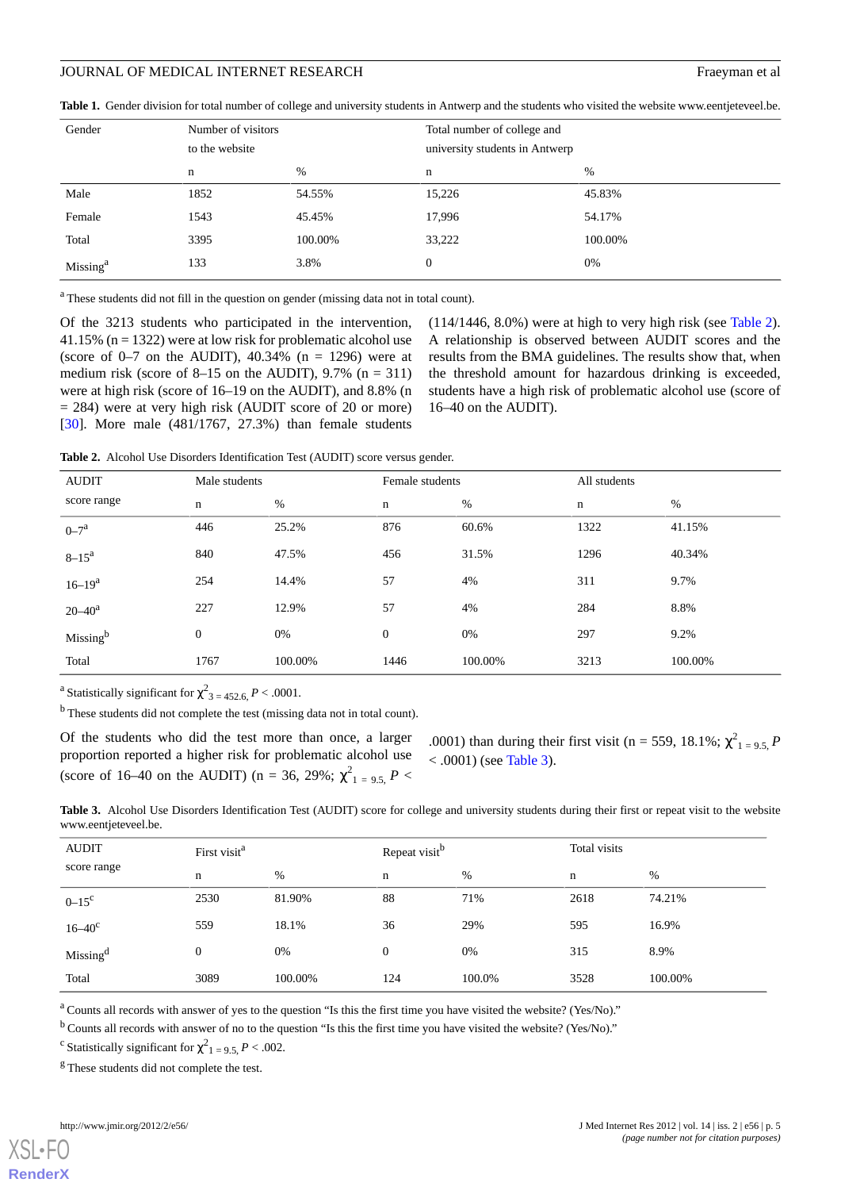**Table 1.** Gender division for total number of college and university students in Antwerp and the students who visited the website www.eentjeteveel.be.

| Gender | Number of visitors to the website | | Total number of college and university students in Antwerp | |
|---|---|---|---|---|
| | n | % | n | % |
| Male | 1852 | 54.55% | 15,226 | 45.83% |
| Female | 1543 | 45.45% | 17,996 | 54.17% |
| Total | 3395 | 100.00% | 33,222 | 100.00% |
| Missing[a] | 133 | 3.8% | 0 | 0% |

[a] These students did not fill in the question on gender (missing data not in total count).

Of the 3213 students who participated in the intervention, 41.15% (n = 1322) were at low risk for problematic alcohol use (score of 0–7 on the AUDIT), 40.34% (n = 1296) were at medium risk (score of 8–15 on the AUDIT), 9.7% (n = 311) were at high risk (score of 16–19 on the AUDIT), and 8.8% (n = 284) were at very high risk (AUDIT score of 20 or more) [30]. More male (481/1767, 27.3%) than female students (114/1446, 8.0%) were at high to very high risk (see Table 2). A relationship is observed between AUDIT scores and the results from the BMA guidelines. The results show that, when the threshold amount for hazardous drinking is exceeded, students have a high risk of problematic alcohol use (score of 16–40 on the AUDIT).

**Table 2.** Alcohol Use Disorders Identification Test (AUDIT) score versus gender.

| AUDIT score range | Male students | | Female students | | All students | |
|---|---|---|---|---|---|---|
| | n | % | n | % | n | % |
| 0–7[a] | 446 | 25.2% | 876 | 60.6% | 1322 | 41.15% |
| 8–15[a] | 840 | 47.5% | 456 | 31.5% | 1296 | 40.34% |
| 16–19[a] | 254 | 14.4% | 57 | 4% | 311 | 9.7% |
| 20–40[a] | 227 | 12.9% | 57 | 4% | 284 | 8.8% |
| Missing[b] | 0 | 0% | 0 | 0% | 297 | 9.2% |
| Total | 1767 | 100.00% | 1446 | 100.00% | 3213 | 100.00% |

[a] Statistically significant for $\chi^2_{3 = 452.6}$, $P < .0001$.

[b] These students did not complete the test (missing data not in total count).

Of the students who did the test more than once, a larger proportion reported a higher risk for problematic alcohol use (score of 16–40 on the AUDIT) (n = 36, 29%; $\chi^2_{1 = 9.5}$, $P < .0001$) than during their first visit (n = 559, 18.1%; $\chi^2_{1 = 9.5}$, $P < .0001$) (see Table 3).

**Table 3.** Alcohol Use Disorders Identification Test (AUDIT) score for college and university students during their first or repeat visit to the website www.eentjeteveel.be.

| AUDIT score range | First visit[a] | | Repeat visit[b] | | Total visits | |
|---|---|---|---|---|---|---|
| | n | % | n | % | n | % |
| 0–15[c] | 2530 | 81.90% | 88 | 71% | 2618 | 74.21% |
| 16–40[c] | 559 | 18.1% | 36 | 29% | 595 | 16.9% |
| Missing[d] | 0 | 0% | 0 | 0% | 315 | 8.9% |
| Total | 3089 | 100.00% | 124 | 100.0% | 3528 | 100.00% |

[a] Counts all records with answer of yes to the question "Is this the first time you have visited the website? (Yes/No)."

[b] Counts all records with answer of no to the question "Is this the first time you have visited the website? (Yes/No)."

[c] Statistically significant for $\chi^2_{1 = 9.5}$, $P < .002$.

[g] These students did not complete the test.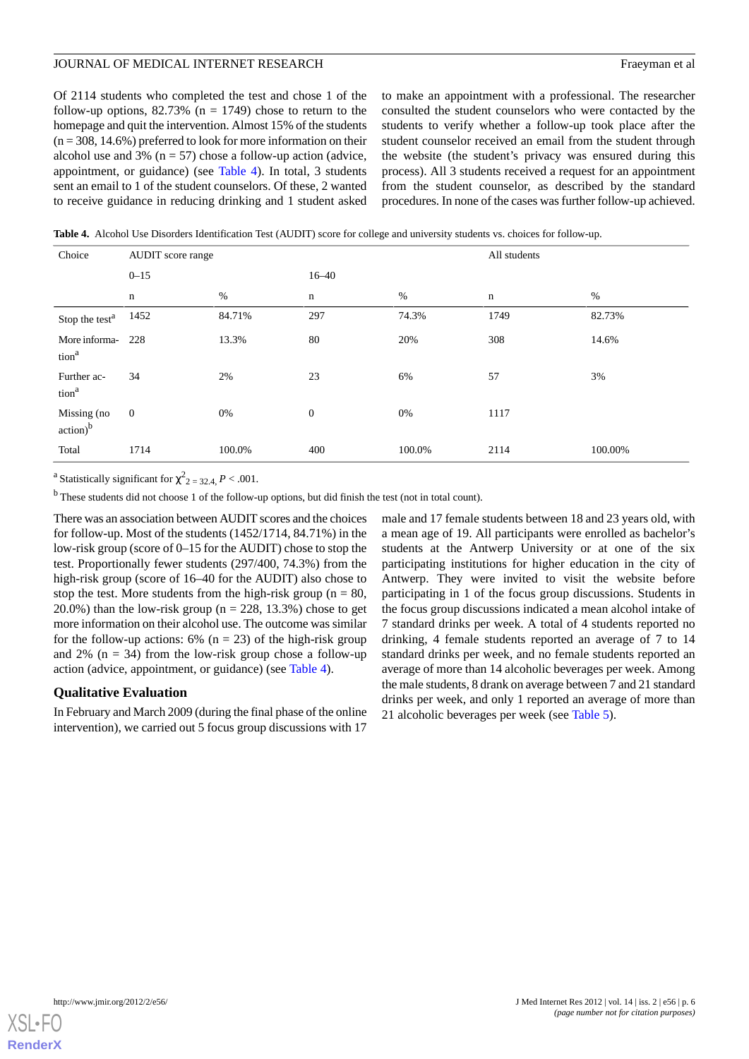Of 2114 students who completed the test and chose 1 of the follow-up options, 82.73% (n = 1749) chose to return to the homepage and quit the intervention. Almost 15% of the students (n = 308, 14.6%) preferred to look for more information on their alcohol use and 3% (n = 57) chose a follow-up action (advice, appointment, or guidance) (see Table 4). In total, 3 students sent an email to 1 of the student counselors. Of these, 2 wanted to receive guidance in reducing drinking and 1 student asked to make an appointment with a professional. The researcher consulted the student counselors who were contacted by the students to verify whether a follow-up took place after the student counselor received an email from the student through the website (the student's privacy was ensured during this process). All 3 students received a request for an appointment from the student counselor, as described by the standard procedures. In none of the cases was further follow-up achieved.

**Table 4.** Alcohol Use Disorders Identification Test (AUDIT) score for college and university students vs. choices for follow-up.

| Choice | AUDIT score range | | | | All students | |
|---|---|---|---|---|---|---|
| | 0–15 | | 16–40 | | | |
| | n | % | n | % | n | % |
| Stop the test[a] | 1452 | 84.71% | 297 | 74.3% | 1749 | 82.73% |
| More information[a] | 228 | 13.3% | 80 | 20% | 308 | 14.6% |
| Further action[a] | 34 | 2% | 23 | 6% | 57 | 3% |
| Missing (no action)[b] | 0 | 0% | 0 | 0% | 1117 | |
| Total | 1714 | 100.0% | 400 | 100.0% | 2114 | 100.00% |

[a] Statistically significant for $\chi^2_{2} = 32.4$, $P < .001$.

[b] These students did not choose 1 of the follow-up options, but did finish the test (not in total count).

There was an association between AUDIT scores and the choices for follow-up. Most of the students (1452/1714, 84.71%) in the low-risk group (score of 0–15 for the AUDIT) chose to stop the test. Proportionally fewer students (297/400, 74.3%) from the high-risk group (score of 16–40 for the AUDIT) also chose to stop the test. More students from the high-risk group (n = 80, 20.0%) than the low-risk group (n = 228, 13.3%) chose to get more information on their alcohol use. The outcome was similar for the follow-up actions: 6% (n = 23) of the high-risk group and 2% (n = 34) from the low-risk group chose a follow-up action (advice, appointment, or guidance) (see Table 4).

### Qualitative Evaluation

In February and March 2009 (during the final phase of the online intervention), we carried out 5 focus group discussions with 17 male and 17 female students between 18 and 23 years old, with a mean age of 19. All participants were enrolled as bachelor's students at the Antwerp University or at one of the six participating institutions for higher education in the city of Antwerp. They were invited to visit the website before participating in 1 of the focus group discussions. Students in the focus group discussions indicated a mean alcohol intake of 7 standard drinks per week. A total of 4 students reported no drinking, 4 female students reported an average of 7 to 14 standard drinks per week, and no female students reported an average of more than 14 alcoholic beverages per week. Among the male students, 8 drank on average between 7 and 21 standard drinks per week, and only 1 reported an average of more than 21 alcoholic beverages per week (see Table 5).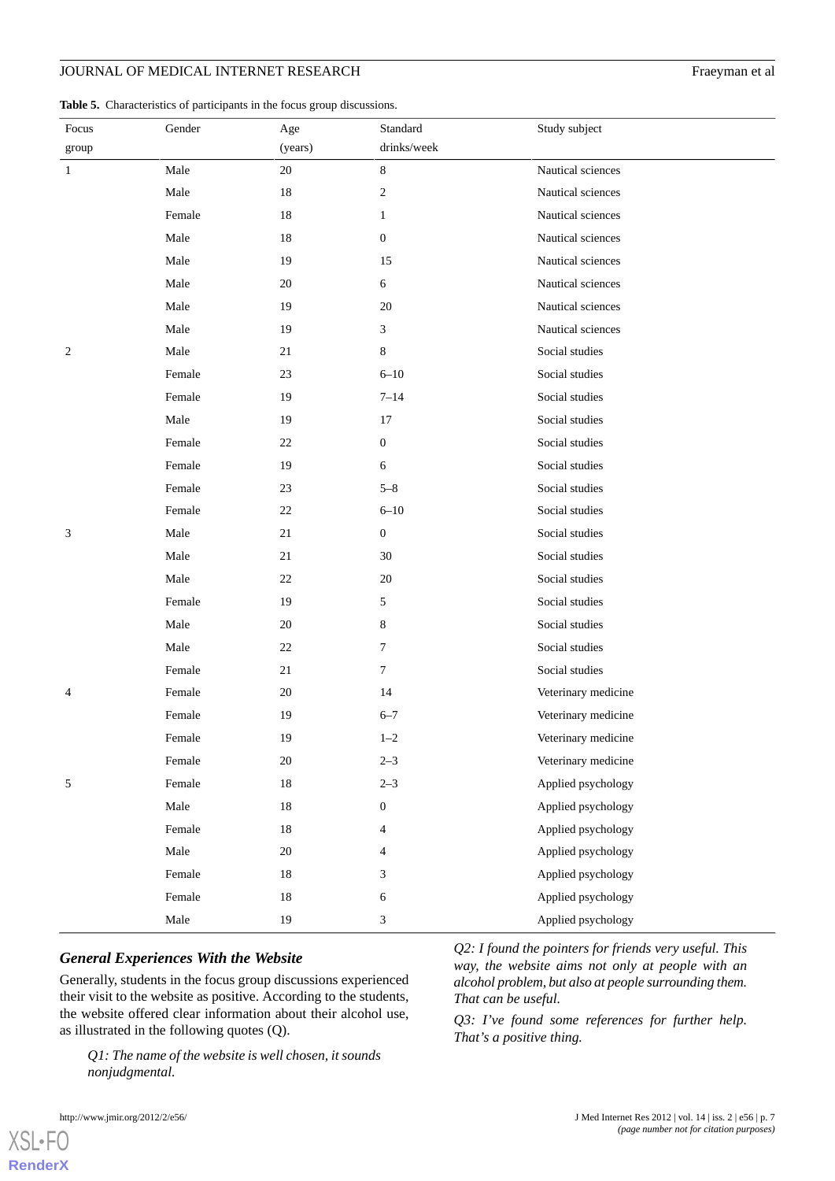**Table 5.** Characteristics of participants in the focus group discussions.

| Focus group | Gender | Age (years) | Standard drinks/week | Study subject |
|---|---|---|---|---|
| 1 | Male | 20 | 8 | Nautical sciences |
| | Male | 18 | 2 | Nautical sciences |
| | Female | 18 | 1 | Nautical sciences |
| | Male | 18 | 0 | Nautical sciences |
| | Male | 19 | 15 | Nautical sciences |
| | Male | 20 | 6 | Nautical sciences |
| | Male | 19 | 20 | Nautical sciences |
| | Male | 19 | 3 | Nautical sciences |
| 2 | Male | 21 | 8 | Social studies |
| | Female | 23 | 6–10 | Social studies |
| | Female | 19 | 7–14 | Social studies |
| | Male | 19 | 17 | Social studies |
| | Female | 22 | 0 | Social studies |
| | Female | 19 | 6 | Social studies |
| | Female | 23 | 5–8 | Social studies |
| | Female | 22 | 6–10 | Social studies |
| 3 | Male | 21 | 0 | Social studies |
| | Male | 21 | 30 | Social studies |
| | Male | 22 | 20 | Social studies |
| | Female | 19 | 5 | Social studies |
| | Male | 20 | 8 | Social studies |
| | Male | 22 | 7 | Social studies |
| | Female | 21 | 7 | Social studies |
| 4 | Female | 20 | 14 | Veterinary medicine |
| | Female | 19 | 6–7 | Veterinary medicine |
| | Female | 19 | 1–2 | Veterinary medicine |
| | Female | 20 | 2–3 | Veterinary medicine |
| 5 | Female | 18 | 2–3 | Applied psychology |
| | Male | 18 | 0 | Applied psychology |
| | Female | 18 | 4 | Applied psychology |
| | Male | 20 | 4 | Applied psychology |
| | Female | 18 | 3 | Applied psychology |
| | Female | 18 | 6 | Applied psychology |
| | Male | 19 | 3 | Applied psychology |

### General Experiences With the Website

Generally, students in the focus group discussions experienced their visit to the website as positive. According to the students, the website offered clear information about their alcohol use, as illustrated in the following quotes (Q).

> *Q1: The name of the website is well chosen, it sounds nonjudgmental.*

> *Q2: I found the pointers for friends very useful. This way, the website aims not only at people with an alcohol problem, but also at people surrounding them. That can be useful.*

> *Q3: I've found some references for further help. That's a positive thing.*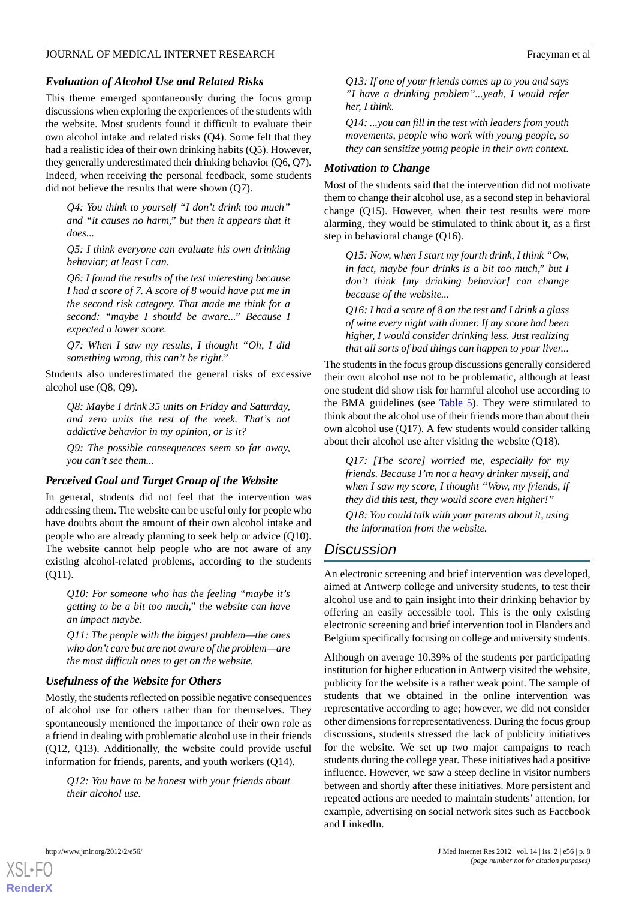### Evaluation of Alcohol Use and Related Risks

This theme emerged spontaneously during the focus group discussions when exploring the experiences of the students with the website. Most students found it difficult to evaluate their own alcohol intake and related risks (Q4). Some felt that they had a realistic idea of their own drinking habits (Q5). However, they generally underestimated their drinking behavior (Q6, Q7). Indeed, when receiving the personal feedback, some students did not believe the results that were shown (Q7).

> *Q4: You think to yourself "I don't drink too much" and "it causes no harm," but then it appears that it does...*
>
> *Q5: I think everyone can evaluate his own drinking behavior; at least I can.*
>
> *Q6: I found the results of the test interesting because I had a score of 7. A score of 8 would have put me in the second risk category. That made me think for a second: "maybe I should be aware..." Because I expected a lower score.*
>
> *Q7: When I saw my results, I thought "Oh, I did something wrong, this can't be right."*

Students also underestimated the general risks of excessive alcohol use (Q8, Q9).

> *Q8: Maybe I drink 35 units on Friday and Saturday, and zero units the rest of the week. That's not addictive behavior in my opinion, or is it?*
>
> *Q9: The possible consequences seem so far away, you can't see them...*

### Perceived Goal and Target Group of the Website

In general, students did not feel that the intervention was addressing them. The website can be useful only for people who have doubts about the amount of their own alcohol intake and people who are already planning to seek help or advice (Q10). The website cannot help people who are not aware of any existing alcohol-related problems, according to the students (Q11).

> *Q10: For someone who has the feeling "maybe it's getting to be a bit too much," the website can have an impact maybe.*
>
> *Q11: The people with the biggest problem—the ones who don't care but are not aware of the problem—are the most difficult ones to get on the website.*

### Usefulness of the Website for Others

Mostly, the students reflected on possible negative consequences of alcohol use for others rather than for themselves. They spontaneously mentioned the importance of their own role as a friend in dealing with problematic alcohol use in their friends (Q12, Q13). Additionally, the website could provide useful information for friends, parents, and youth workers (Q14).

> *Q12: You have to be honest with your friends about their alcohol use.*
>
> *Q13: If one of your friends comes up to you and says "I have a drinking problem"...yeah, I would refer her, I think.*
>
> *Q14: ...you can fill in the test with leaders from youth movements, people who work with young people, so they can sensitize young people in their own context.*

### Motivation to Change

Most of the students said that the intervention did not motivate them to change their alcohol use, as a second step in behavioral change (Q15). However, when their test results were more alarming, they would be stimulated to think about it, as a first step in behavioral change (Q16).

> *Q15: Now, when I start my fourth drink, I think "Ow, in fact, maybe four drinks is a bit too much," but I don't think [my drinking behavior] can change because of the website...*
>
> *Q16: I had a score of 8 on the test and I drink a glass of wine every night with dinner. If my score had been higher, I would consider drinking less. Just realizing that all sorts of bad things can happen to your liver...*

The students in the focus group discussions generally considered their own alcohol use not to be problematic, although at least one student did show risk for harmful alcohol use according to the BMA guidelines (see Table 5). They were stimulated to think about the alcohol use of their friends more than about their own alcohol use (Q17). A few students would consider talking about their alcohol use after visiting the website (Q18).

> *Q17: [The score] worried me, especially for my friends. Because I'm not a heavy drinker myself, and when I saw my score, I thought "Wow, my friends, if they did this test, they would score even higher!"*
>
> *Q18: You could talk with your parents about it, using the information from the website.*

## Discussion

An electronic screening and brief intervention was developed, aimed at Antwerp college and university students, to test their alcohol use and to gain insight into their drinking behavior by offering an easily accessible tool. This is the only existing electronic screening and brief intervention tool in Flanders and Belgium specifically focusing on college and university students.

Although on average 10.39% of the students per participating institution for higher education in Antwerp visited the website, publicity for the website is a rather weak point. The sample of students that we obtained in the online intervention was representative according to age; however, we did not consider other dimensions for representativeness. During the focus group discussions, students stressed the lack of publicity initiatives for the website. We set up two major campaigns to reach students during the college year. These initiatives had a positive influence. However, we saw a steep decline in visitor numbers between and shortly after these initiatives. More persistent and repeated actions are needed to maintain students' attention, for example, advertising on social network sites such as Facebook and LinkedIn.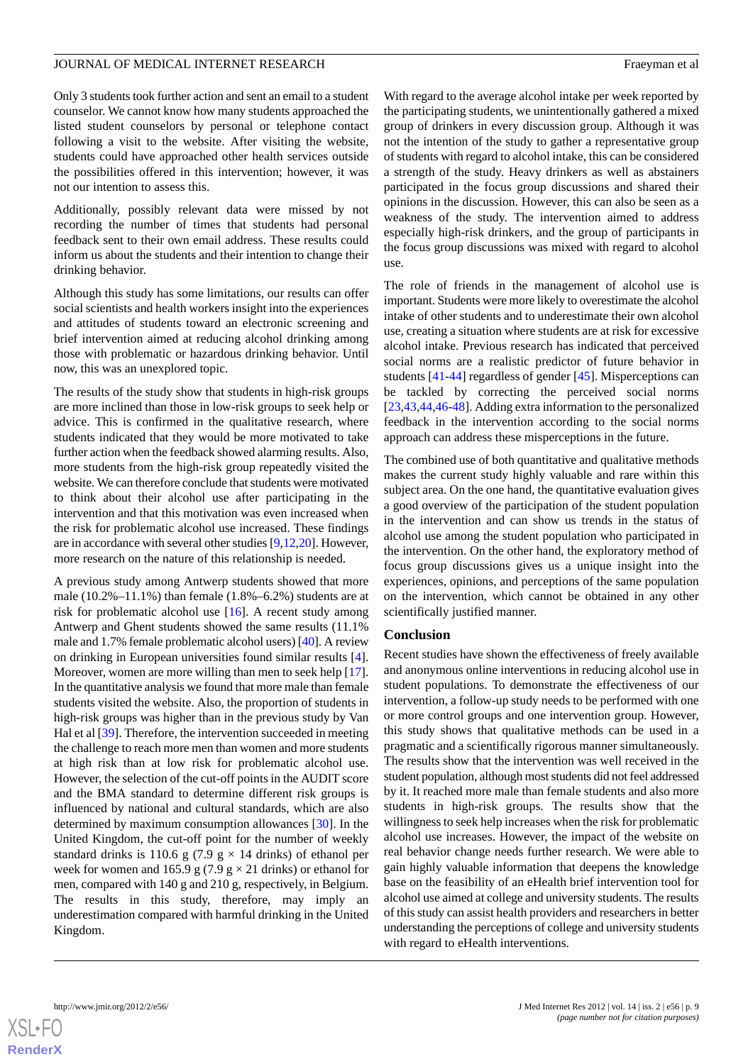Only 3 students took further action and sent an email to a student counselor. We cannot know how many students approached the listed student counselors by personal or telephone contact following a visit to the website. After visiting the website, students could have approached other health services outside the possibilities offered in this intervention; however, it was not our intention to assess this.

Additionally, possibly relevant data were missed by not recording the number of times that students had personal feedback sent to their own email address. These results could inform us about the students and their intention to change their drinking behavior.

Although this study has some limitations, our results can offer social scientists and health workers insight into the experiences and attitudes of students toward an electronic screening and brief intervention aimed at reducing alcohol drinking among those with problematic or hazardous drinking behavior. Until now, this was an unexplored topic.

The results of the study show that students in high-risk groups are more inclined than those in low-risk groups to seek help or advice. This is confirmed in the qualitative research, where students indicated that they would be more motivated to take further action when the feedback showed alarming results. Also, more students from the high-risk group repeatedly visited the website. We can therefore conclude that students were motivated to think about their alcohol use after participating in the intervention and that this motivation was even increased when the risk for problematic alcohol use increased. These findings are in accordance with several other studies [9,12,20]. However, more research on the nature of this relationship is needed.

A previous study among Antwerp students showed that more male (10.2%–11.1%) than female (1.8%–6.2%) students are at risk for problematic alcohol use [16]. A recent study among Antwerp and Ghent students showed the same results (11.1% male and 1.7% female problematic alcohol users) [40]. A review on drinking in European universities found similar results [4]. Moreover, women are more willing than men to seek help [17]. In the quantitative analysis we found that more male than female students visited the website. Also, the proportion of students in high-risk groups was higher than in the previous study by Van Hal et al [39]. Therefore, the intervention succeeded in meeting the challenge to reach more men than women and more students at high risk than at low risk for problematic alcohol use. However, the selection of the cut-off points in the AUDIT score and the BMA standard to determine different risk groups is influenced by national and cultural standards, which are also determined by maximum consumption allowances [30]. In the United Kingdom, the cut-off point for the number of weekly standard drinks is 110.6 g (7.9 g × 14 drinks) of ethanol per week for women and 165.9 g (7.9 g × 21 drinks) or ethanol for men, compared with 140 g and 210 g, respectively, in Belgium. The results in this study, therefore, may imply an underestimation compared with harmful drinking in the United Kingdom.

With regard to the average alcohol intake per week reported by the participating students, we unintentionally gathered a mixed group of drinkers in every discussion group. Although it was not the intention of the study to gather a representative group of students with regard to alcohol intake, this can be considered a strength of the study. Heavy drinkers as well as abstainers participated in the focus group discussions and shared their opinions in the discussion. However, this can also be seen as a weakness of the study. The intervention aimed to address especially high-risk drinkers, and the group of participants in the focus group discussions was mixed with regard to alcohol use.

The role of friends in the management of alcohol use is important. Students were more likely to overestimate the alcohol intake of other students and to underestimate their own alcohol use, creating a situation where students are at risk for excessive alcohol intake. Previous research has indicated that perceived social norms are a realistic predictor of future behavior in students [41-44] regardless of gender [45]. Misperceptions can be tackled by correcting the perceived social norms [23,43,44,46-48]. Adding extra information to the personalized feedback in the intervention according to the social norms approach can address these misperceptions in the future.

The combined use of both quantitative and qualitative methods makes the current study highly valuable and rare within this subject area. On the one hand, the quantitative evaluation gives a good overview of the participation of the student population in the intervention and can show us trends in the status of alcohol use among the student population who participated in the intervention. On the other hand, the exploratory method of focus group discussions gives us a unique insight into the experiences, opinions, and perceptions of the same population on the intervention, which cannot be obtained in any other scientifically justified manner.

## Conclusion

Recent studies have shown the effectiveness of freely available and anonymous online interventions in reducing alcohol use in student populations. To demonstrate the effectiveness of our intervention, a follow-up study needs to be performed with one or more control groups and one intervention group. However, this study shows that qualitative methods can be used in a pragmatic and a scientifically rigorous manner simultaneously. The results show that the intervention was well received in the student population, although most students did not feel addressed by it. It reached more male than female students and also more students in high-risk groups. The results show that the willingness to seek help increases when the risk for problematic alcohol use increases. However, the impact of the website on real behavior change needs further research. We were able to gain highly valuable information that deepens the knowledge base on the feasibility of an eHealth brief intervention tool for alcohol use aimed at college and university students. The results of this study can assist health providers and researchers in better understanding the perceptions of college and university students with regard to eHealth interventions.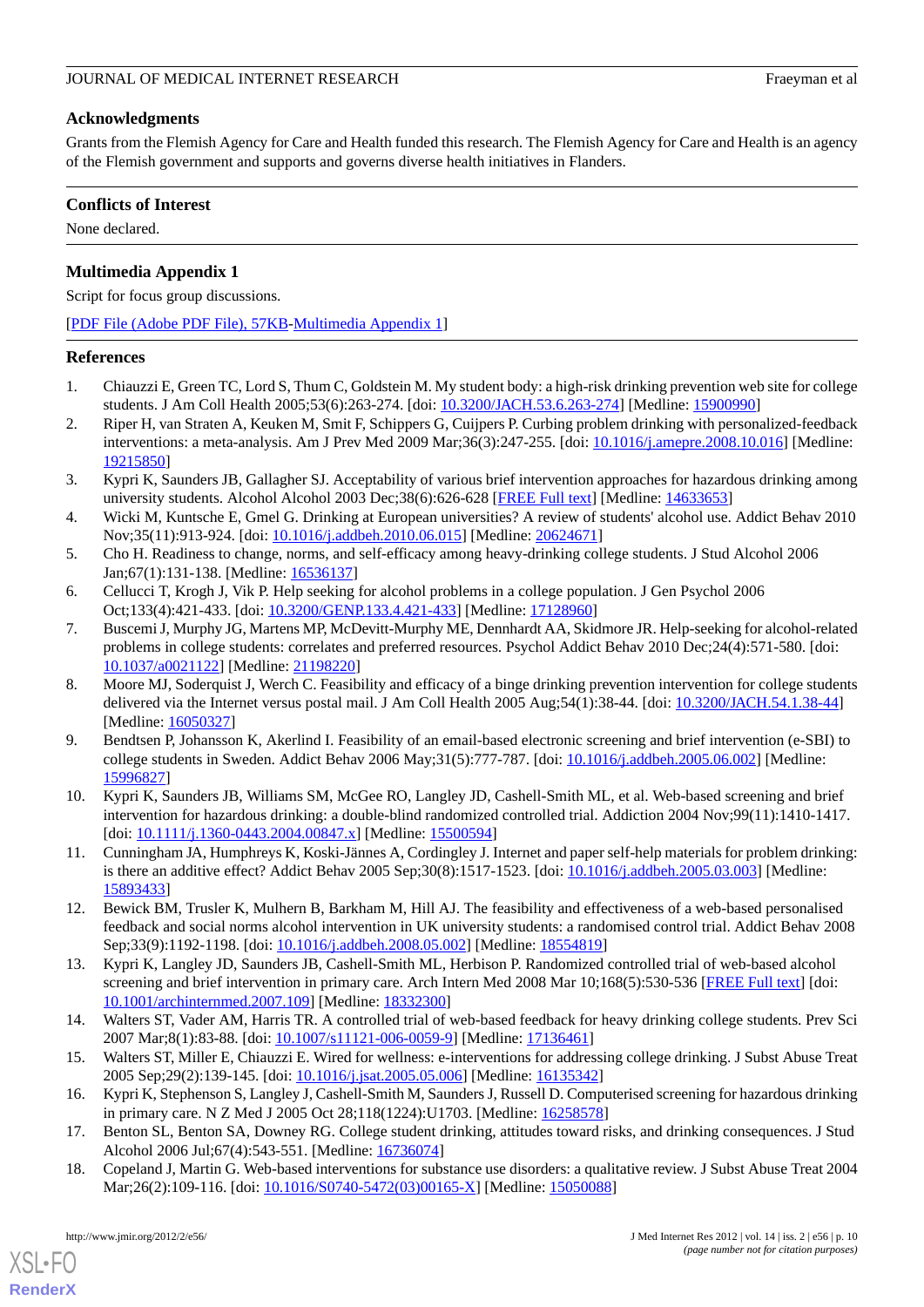## Acknowledgments

Grants from the Flemish Agency for Care and Health funded this research. The Flemish Agency for Care and Health is an agency of the Flemish government and supports and governs diverse health initiatives in Flanders.

## Conflicts of Interest

None declared.

## Multimedia Appendix 1

Script for focus group discussions.

[PDF File (Adobe PDF File), 57KB-Multimedia Appendix 1]

## References

1. Chiauzzi E, Green TC, Lord S, Thum C, Goldstein M. My student body: a high-risk drinking prevention web site for college students. J Am Coll Health 2005;53(6):263-274. [doi: 10.3200/JACH.53.6.263-274] [Medline: 15900990]
2. Riper H, van Straten A, Keuken M, Smit F, Schippers G, Cuijpers P. Curbing problem drinking with personalized-feedback interventions: a meta-analysis. Am J Prev Med 2009 Mar;36(3):247-255. [doi: 10.1016/j.amepre.2008.10.016] [Medline: 19215850]
3. Kypri K, Saunders JB, Gallagher SJ. Acceptability of various brief intervention approaches for hazardous drinking among university students. Alcohol Alcohol 2003 Dec;38(6):626-628 [FREE Full text] [Medline: 14633653]
4. Wicki M, Kuntsche E, Gmel G. Drinking at European universities? A review of students' alcohol use. Addict Behav 2010 Nov;35(11):913-924. [doi: 10.1016/j.addbeh.2010.06.015] [Medline: 20624671]
5. Cho H. Readiness to change, norms, and self-efficacy among heavy-drinking college students. J Stud Alcohol 2006 Jan;67(1):131-138. [Medline: 16536137]
6. Cellucci T, Krogh J, Vik P. Help seeking for alcohol problems in a college population. J Gen Psychol 2006 Oct;133(4):421-433. [doi: 10.3200/GENP.133.4.421-433] [Medline: 17128960]
7. Buscemi J, Murphy JG, Martens MP, McDevitt-Murphy ME, Dennhardt AA, Skidmore JR. Help-seeking for alcohol-related problems in college students: correlates and preferred resources. Psychol Addict Behav 2010 Dec;24(4):571-580. [doi: 10.1037/a0021122] [Medline: 21198220]
8. Moore MJ, Soderquist J, Werch C. Feasibility and efficacy of a binge drinking prevention intervention for college students delivered via the Internet versus postal mail. J Am Coll Health 2005 Aug;54(1):38-44. [doi: 10.3200/JACH.54.1.38-44] [Medline: 16050327]
9. Bendtsen P, Johansson K, Akerlind I. Feasibility of an email-based electronic screening and brief intervention (e-SBI) to college students in Sweden. Addict Behav 2006 May;31(5):777-787. [doi: 10.1016/j.addbeh.2005.06.002] [Medline: 15996827]
10. Kypri K, Saunders JB, Williams SM, McGee RO, Langley JD, Cashell-Smith ML, et al. Web-based screening and brief intervention for hazardous drinking: a double-blind randomized controlled trial. Addiction 2004 Nov;99(11):1410-1417. [doi: 10.1111/j.1360-0443.2004.00847.x] [Medline: 15500594]
11. Cunningham JA, Humphreys K, Koski-Jännes A, Cordingley J. Internet and paper self-help materials for problem drinking: is there an additive effect? Addict Behav 2005 Sep;30(8):1517-1523. [doi: 10.1016/j.addbeh.2005.03.003] [Medline: 15893433]
12. Bewick BM, Trusler K, Mulhern B, Barkham M, Hill AJ. The feasibility and effectiveness of a web-based personalised feedback and social norms alcohol intervention in UK university students: a randomised control trial. Addict Behav 2008 Sep;33(9):1192-1198. [doi: 10.1016/j.addbeh.2008.05.002] [Medline: 18554819]
13. Kypri K, Langley JD, Saunders JB, Cashell-Smith ML, Herbison P. Randomized controlled trial of web-based alcohol screening and brief intervention in primary care. Arch Intern Med 2008 Mar 10;168(5):530-536 [FREE Full text] [doi: 10.1001/archinternmed.2007.109] [Medline: 18332300]
14. Walters ST, Vader AM, Harris TR. A controlled trial of web-based feedback for heavy drinking college students. Prev Sci 2007 Mar;8(1):83-88. [doi: 10.1007/s11121-006-0059-9] [Medline: 17136461]
15. Walters ST, Miller E, Chiauzzi E. Wired for wellness: e-interventions for addressing college drinking. J Subst Abuse Treat 2005 Sep;29(2):139-145. [doi: 10.1016/j.jsat.2005.05.006] [Medline: 16135342]
16. Kypri K, Stephenson S, Langley J, Cashell-Smith M, Saunders J, Russell D. Computerised screening for hazardous drinking in primary care. N Z Med J 2005 Oct 28;118(1224):U1703. [Medline: 16258578]
17. Benton SL, Benton SA, Downey RG. College student drinking, attitudes toward risks, and drinking consequences. J Stud Alcohol 2006 Jul;67(4):543-551. [Medline: 16736074]
18. Copeland J, Martin G. Web-based interventions for substance use disorders: a qualitative review. J Subst Abuse Treat 2004 Mar;26(2):109-116. [doi: 10.1016/S0740-5472(03)00165-X] [Medline: 15050088]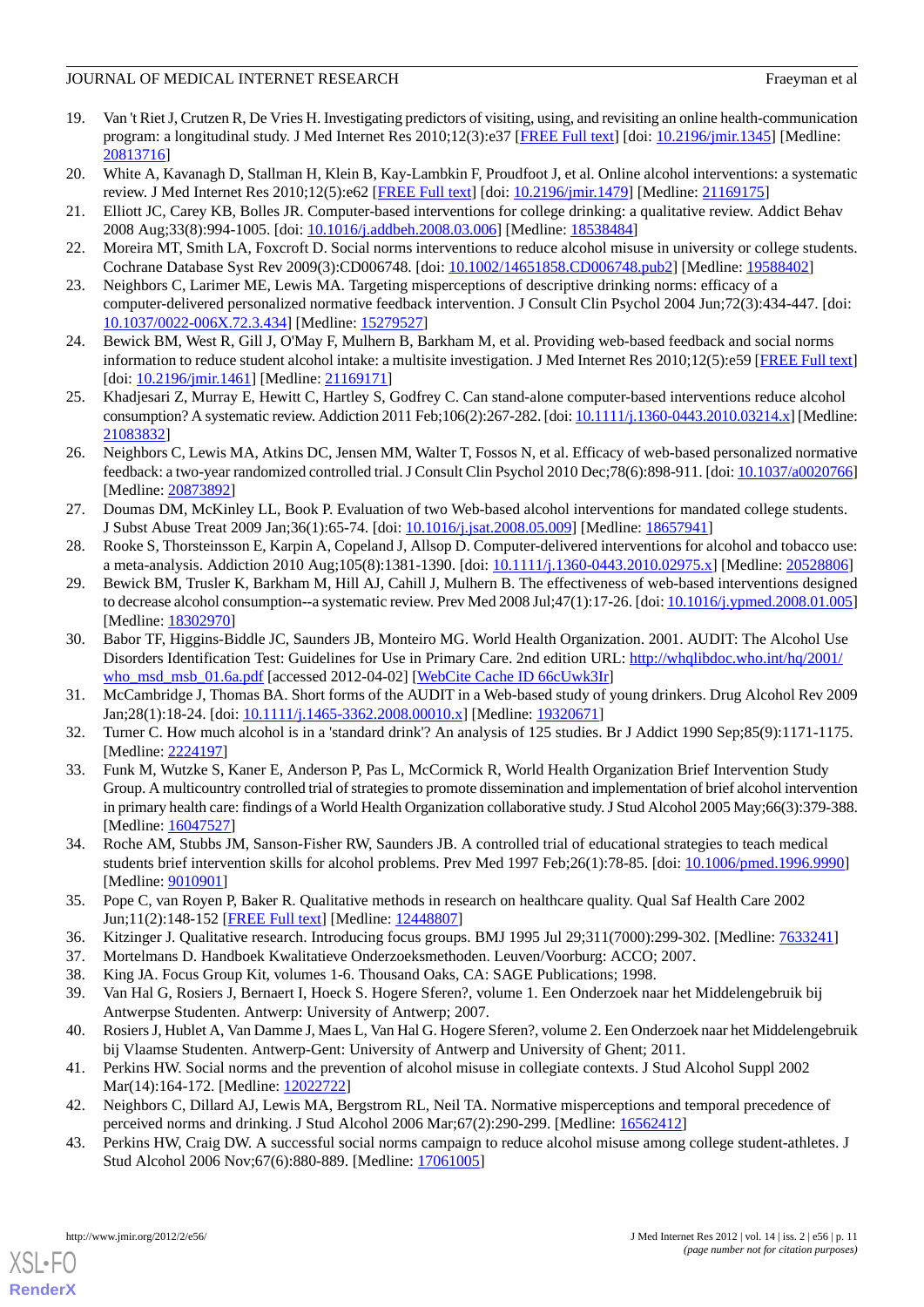19. Van 't Riet J, Crutzen R, De Vries H. Investigating predictors of visiting, using, and revisiting an online health-communication program: a longitudinal study. J Med Internet Res 2010;12(3):e37 [FREE Full text] [doi: 10.2196/jmir.1345] [Medline: 20813716]
20. White A, Kavanagh D, Stallman H, Klein B, Kay-Lambkin F, Proudfoot J, et al. Online alcohol interventions: a systematic review. J Med Internet Res 2010;12(5):e62 [FREE Full text] [doi: 10.2196/jmir.1479] [Medline: 21169175]
21. Elliott JC, Carey KB, Bolles JR. Computer-based interventions for college drinking: a qualitative review. Addict Behav 2008 Aug;33(8):994-1005. [doi: 10.1016/j.addbeh.2008.03.006] [Medline: 18538484]
22. Moreira MT, Smith LA, Foxcroft D. Social norms interventions to reduce alcohol misuse in university or college students. Cochrane Database Syst Rev 2009(3):CD006748. [doi: 10.1002/14651858.CD006748.pub2] [Medline: 19588402]
23. Neighbors C, Larimer ME, Lewis MA. Targeting misperceptions of descriptive drinking norms: efficacy of a computer-delivered personalized normative feedback intervention. J Consult Clin Psychol 2004 Jun;72(3):434-447. [doi: 10.1037/0022-006X.72.3.434] [Medline: 15279527]
24. Bewick BM, West R, Gill J, O'May F, Mulhern B, Barkham M, et al. Providing web-based feedback and social norms information to reduce student alcohol intake: a multisite investigation. J Med Internet Res 2010;12(5):e59 [FREE Full text] [doi: 10.2196/jmir.1461] [Medline: 21169171]
25. Khadjesari Z, Murray E, Hewitt C, Hartley S, Godfrey C. Can stand-alone computer-based interventions reduce alcohol consumption? A systematic review. Addiction 2011 Feb;106(2):267-282. [doi: 10.1111/j.1360-0443.2010.03214.x] [Medline: 21083832]
26. Neighbors C, Lewis MA, Atkins DC, Jensen MM, Walter T, Fossos N, et al. Efficacy of web-based personalized normative feedback: a two-year randomized controlled trial. J Consult Clin Psychol 2010 Dec;78(6):898-911. [doi: 10.1037/a0020766] [Medline: 20873892]
27. Doumas DM, McKinley LL, Book P. Evaluation of two Web-based alcohol interventions for mandated college students. J Subst Abuse Treat 2009 Jan;36(1):65-74. [doi: 10.1016/j.jsat.2008.05.009] [Medline: 18657941]
28. Rooke S, Thorsteinsson E, Karpin A, Copeland J, Allsop D. Computer-delivered interventions for alcohol and tobacco use: a meta-analysis. Addiction 2010 Aug;105(8):1381-1390. [doi: 10.1111/j.1360-0443.2010.02975.x] [Medline: 20528806]
29. Bewick BM, Trusler K, Barkham M, Hill AJ, Cahill J, Mulhern B. The effectiveness of web-based interventions designed to decrease alcohol consumption--a systematic review. Prev Med 2008 Jul;47(1):17-26. [doi: 10.1016/j.ypmed.2008.01.005] [Medline: 18302970]
30. Babor TF, Higgins-Biddle JC, Saunders JB, Monteiro MG. World Health Organization. 2001. AUDIT: The Alcohol Use Disorders Identification Test: Guidelines for Use in Primary Care. 2nd edition URL: http://whqlibdoc.who.int/hq/2001/who_msd_msb_01.6a.pdf [accessed 2012-04-02] [WebCite Cache ID 66cUwk3Ir]
31. McCambridge J, Thomas BA. Short forms of the AUDIT in a Web-based study of young drinkers. Drug Alcohol Rev 2009 Jan;28(1):18-24. [doi: 10.1111/j.1465-3362.2008.00010.x] [Medline: 19320671]
32. Turner C. How much alcohol is in a 'standard drink'? An analysis of 125 studies. Br J Addict 1990 Sep;85(9):1171-1175. [Medline: 2224197]
33. Funk M, Wutzke S, Kaner E, Anderson P, Pas L, McCormick R, World Health Organization Brief Intervention Study Group. A multicountry controlled trial of strategies to promote dissemination and implementation of brief alcohol intervention in primary health care: findings of a World Health Organization collaborative study. J Stud Alcohol 2005 May;66(3):379-388. [Medline: 16047527]
34. Roche AM, Stubbs JM, Sanson-Fisher RW, Saunders JB. A controlled trial of educational strategies to teach medical students brief intervention skills for alcohol problems. Prev Med 1997 Feb;26(1):78-85. [doi: 10.1006/pmed.1996.9990] [Medline: 9010901]
35. Pope C, van Royen P, Baker R. Qualitative methods in research on healthcare quality. Qual Saf Health Care 2002 Jun;11(2):148-152 [FREE Full text] [Medline: 12448807]
36. Kitzinger J. Qualitative research. Introducing focus groups. BMJ 1995 Jul 29;311(7000):299-302. [Medline: 7633241]
37. Mortelmans D. Handboek Kwalitatieve Onderzoeksmethoden. Leuven/Voorburg: ACCO; 2007.
38. King JA. Focus Group Kit, volumes 1-6. Thousand Oaks, CA: SAGE Publications; 1998.
39. Van Hal G, Rosiers J, Bernaert I, Hoeck S. Hogere Sferen?, volume 1. Een Onderzoek naar het Middelengebruik bij Antwerpse Studenten. Antwerp: University of Antwerp; 2007.
40. Rosiers J, Hublet A, Van Damme J, Maes L, Van Hal G. Hogere Sferen?, volume 2. Een Onderzoek naar het Middelengebruik bij Vlaamse Studenten. Antwerp-Gent: University of Antwerp and University of Ghent; 2011.
41. Perkins HW. Social norms and the prevention of alcohol misuse in collegiate contexts. J Stud Alcohol Suppl 2002 Mar(14):164-172. [Medline: 12022722]
42. Neighbors C, Dillard AJ, Lewis MA, Bergstrom RL, Neil TA. Normative misperceptions and temporal precedence of perceived norms and drinking. J Stud Alcohol 2006 Mar;67(2):290-299. [Medline: 16562412]
43. Perkins HW, Craig DW. A successful social norms campaign to reduce alcohol misuse among college student-athletes. J Stud Alcohol 2006 Nov;67(6):880-889. [Medline: 17061005]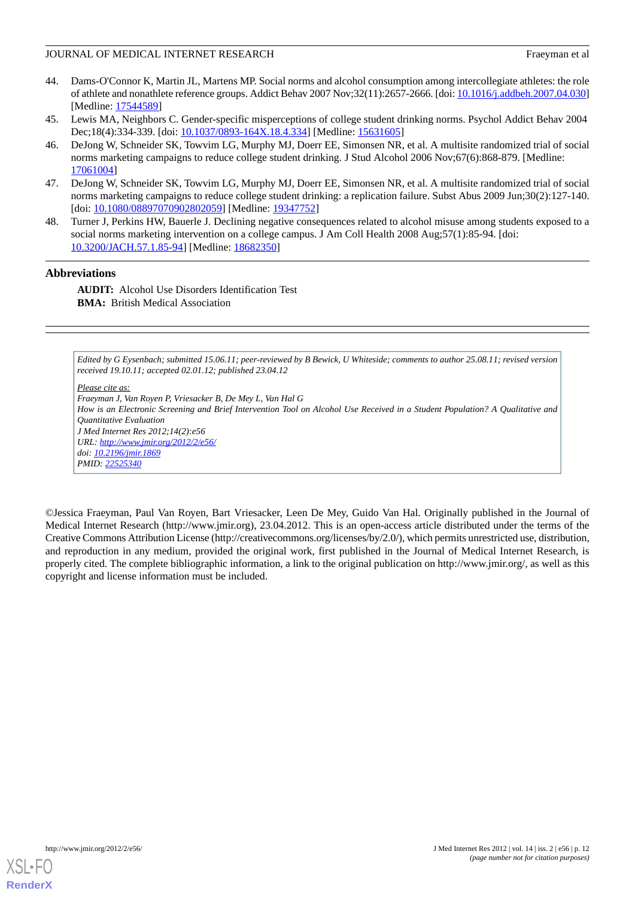44. Dams-O'Connor K, Martin JL, Martens MP. Social norms and alcohol consumption among intercollegiate athletes: the role of athlete and nonathlete reference groups. Addict Behav 2007 Nov;32(11):2657-2666. [doi: 10.1016/j.addbeh.2007.04.030] [Medline: 17544589]
45. Lewis MA, Neighbors C. Gender-specific misperceptions of college student drinking norms. Psychol Addict Behav 2004 Dec;18(4):334-339. [doi: 10.1037/0893-164X.18.4.334] [Medline: 15631605]
46. DeJong W, Schneider SK, Towvim LG, Murphy MJ, Doerr EE, Simonsen NR, et al. A multisite randomized trial of social norms marketing campaigns to reduce college student drinking. J Stud Alcohol 2006 Nov;67(6):868-879. [Medline: 17061004]
47. DeJong W, Schneider SK, Towvim LG, Murphy MJ, Doerr EE, Simonsen NR, et al. A multisite randomized trial of social norms marketing campaigns to reduce college student drinking: a replication failure. Subst Abus 2009 Jun;30(2):127-140. [doi: 10.1080/08897070902802059] [Medline: 19347752]
48. Turner J, Perkins HW, Bauerle J. Declining negative consequences related to alcohol misuse among students exposed to a social norms marketing intervention on a college campus. J Am Coll Health 2008 Aug;57(1):85-94. [doi: 10.3200/JACH.57.1.85-94] [Medline: 18682350]

## Abbreviations

**AUDIT:** Alcohol Use Disorders Identification Test
**BMA:** British Medical Association

*Edited by G Eysenbach; submitted 15.06.11; peer-reviewed by B Bewick, U Whiteside; comments to author 25.08.11; revised version received 19.10.11; accepted 02.01.12; published 23.04.12*

*Please cite as:*
*Fraeyman J, Van Royen P, Vriesacker B, De Mey L, Van Hal G*
*How is an Electronic Screening and Brief Intervention Tool on Alcohol Use Received in a Student Population? A Qualitative and Quantitative Evaluation*
*J Med Internet Res 2012;14(2):e56*
*URL: http://www.jmir.org/2012/2/e56/*
*doi: 10.2196/jmir.1869*
*PMID: 22525340*

©Jessica Fraeyman, Paul Van Royen, Bart Vriesacker, Leen De Mey, Guido Van Hal. Originally published in the Journal of Medical Internet Research (http://www.jmir.org), 23.04.2012. This is an open-access article distributed under the terms of the Creative Commons Attribution License (http://creativecommons.org/licenses/by/2.0/), which permits unrestricted use, distribution, and reproduction in any medium, provided the original work, first published in the Journal of Medical Internet Research, is properly cited. The complete bibliographic information, a link to the original publication on http://www.jmir.org/, as well as this copyright and license information must be included.